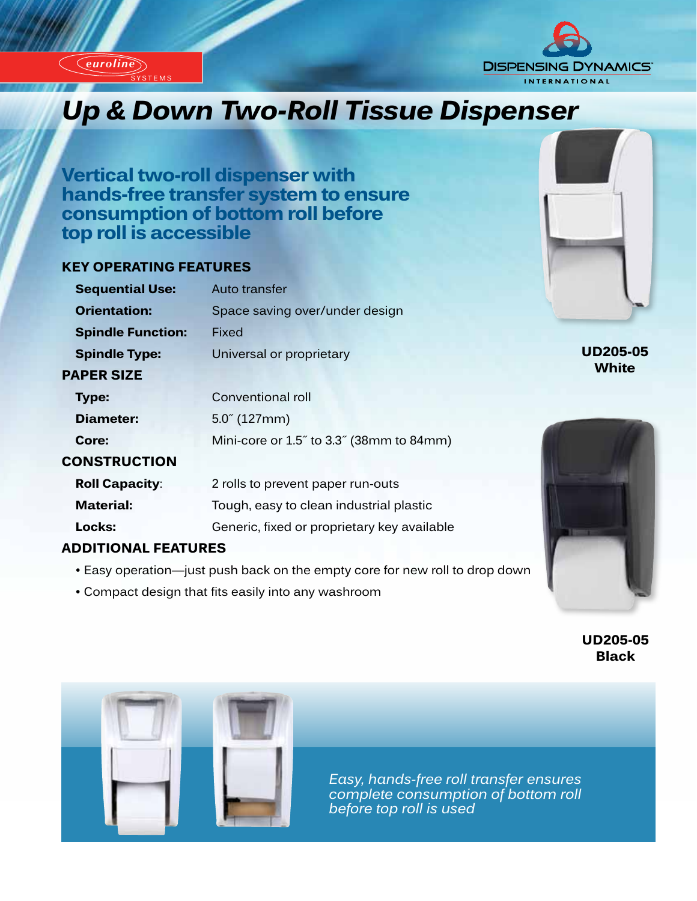euroline SYSTEMS

DISPENSING DYNAMICS INTERNATIONAL

# Up & Down Two-Roll Tissue Dispenser

## Vertical two-roll dispenser with hands-free transfer system to ensure consumption of bottom roll before top roll is accessible

### KEY OPERATING FEATURES

| | |
|---|---|
| **Sequential Use:** | Auto transfer |
| **Orientation:** | Space saving over/under design |
| **Spindle Function:** | Fixed |
| **Spindle Type:** | Universal or proprietary |

### PAPER SIZE

| | |
|---|---|
| **Type:** | Conventional roll |
| **Diameter:** | 5.0˝ (127mm) |
| **Core:** | Mini-core or 1.5˝ to 3.3˝ (38mm to 84mm) |

### CONSTRUCTION

| | |
|---|---|
| **Roll Capacity**: | 2 rolls to prevent paper run-outs |
| **Material:** | Tough, easy to clean industrial plastic |
| **Locks:** | Generic, fixed or proprietary key available |

### ADDITIONAL FEATURES

- Easy operation—just push back on the empty core for new roll to drop down
- Compact design that fits easily into any washroom

**UD205-05 White**

**UD205-05 Black**

*Easy, hands-free roll transfer ensures complete consumption of bottom roll before top roll is used*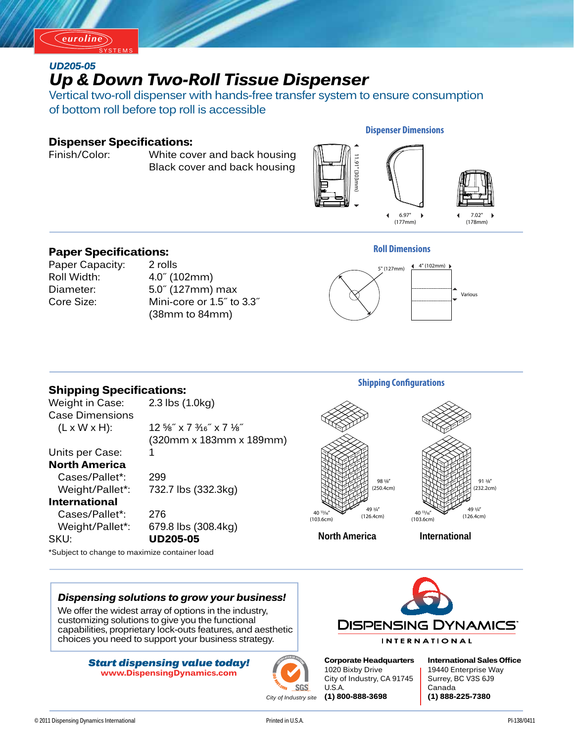euroline SYSTEMS

*UD205-05*

# *Up & Down Two-Roll Tissue Dispenser*

Vertical two-roll dispenser with hands-free transfer system to ensure consumption of bottom roll before top roll is accessible

## Dispenser Specifications:

| | |
|---|---|
| Finish/Color: | White cover and back housing<br>Black cover and back housing |

**Dispenser Dimensions**

11.91" (303mm)

6.97" (177mm)

7.02" (178mm)

## Paper Specifications:

| | |
|---|---|
| Paper Capacity: | 2 rolls |
| Roll Width: | 4.0˝ (102mm) |
| Diameter: | 5.0˝ (127mm) max |
| Core Size: | Mini-core or 1.5˝ to 3.3˝ (38mm to 84mm) |

**Roll Dimensions**

5" (127mm)

4" (102mm)

Various

## Shipping Specifications:

| | |
|---|---|
| Weight in Case: | 2.3 lbs (1.0kg) |
| Case Dimensions (L x W x H): | 12 ⅝˝ x 7 3⁄16˝ x 7 ⅛˝ (320mm x 183mm x 189mm) |
| Units per Case: | 1 |
| **North America** | |
| Cases/Pallet*: | 299 |
| Weight/Pallet*: | 732.7 lbs (332.3kg) |
| **International** | |
| Cases/Pallet*: | 276 |
| Weight/Pallet*: | 679.8 lbs (308.4kg) |
| SKU: | **UD205-05** |

*Subject to change to maximize container load

**Shipping Configurations**

North America: 98 ⅝" (250.4cm); 40 13⁄16" (103.6cm); 49 ¾" (126.4cm)

International: 91 ⅜" (232.2cm); 40 13⁄16" (103.6cm); 49 ¾" (126.4cm)

***Dispensing solutions to grow your business!***

We offer the widest array of options in the industry, customizing solutions to give you the functional capabilities, proprietary lock-outs features, and aesthetic choices you need to support your business strategy.

***Start dispensing value today!***
**www.DispensingDynamics.com**

*City of Industry site*

DISPENSING DYNAMICS INTERNATIONAL

**Corporate Headquarters**
1020 Bixby Drive
City of Industry, CA 91745
U.S.A.
**(1) 800-888-3698**

**International Sales Office**
19440 Enterprise Way
Surrey, BC V3S 6J9
Canada
**(1) 888-225-7380**

© 2011 Dispensing Dynamics International — Printed in U.S.A. — PI-138/0411